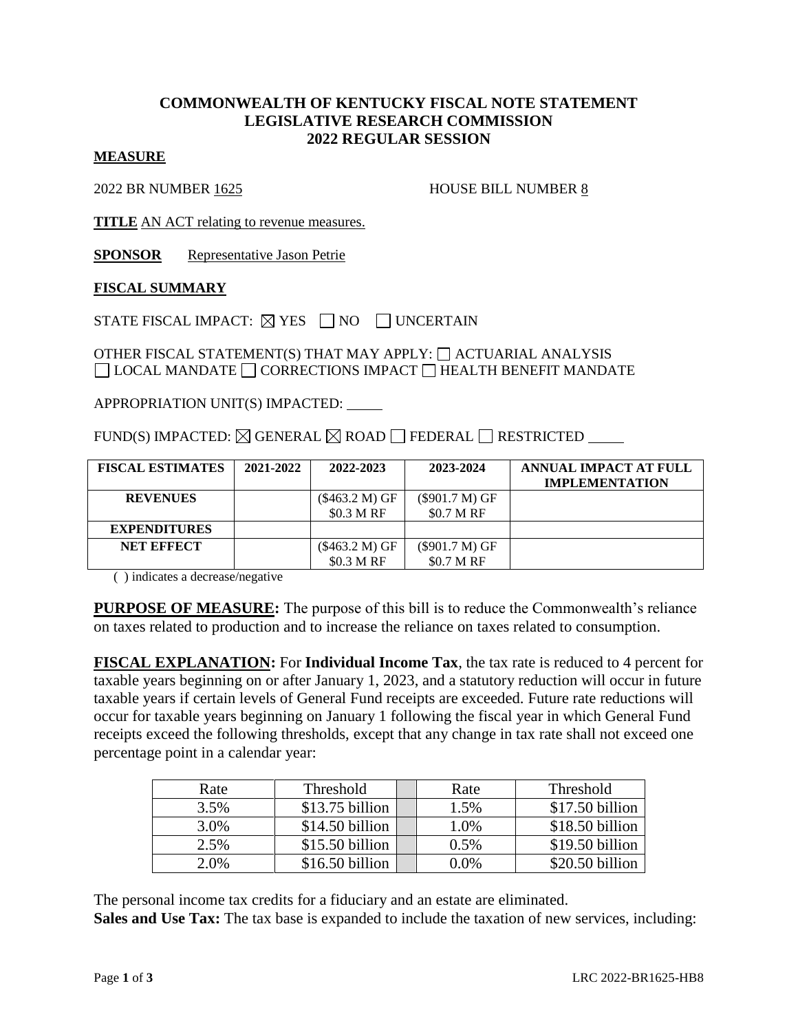# COMMONWEALTH OF KENTUCKY FISCAL NOTE STATEMENT
# LEGISLATIVE RESEARCH COMMISSION
# 2022 REGULAR SESSION

**MEASURE**

2022 BR NUMBER 1625 HOUSE BILL NUMBER 8

**TITLE** AN ACT relating to revenue measures.

**SPONSOR** Representative Jason Petrie

**FISCAL SUMMARY**

STATE FISCAL IMPACT: ☒ YES ☐ NO ☐ UNCERTAIN

OTHER FISCAL STATEMENT(S) THAT MAY APPLY: ☐ ACTUARIAL ANALYSIS
☐ LOCAL MANDATE ☐ CORRECTIONS IMPACT ☐ HEALTH BENEFIT MANDATE

APPROPRIATION UNIT(S) IMPACTED: \_\_\_\_\_

FUND(S) IMPACTED: ☒ GENERAL ☒ ROAD ☐ FEDERAL ☐ RESTRICTED \_\_\_\_\_

| FISCAL ESTIMATES | 2021-2022 | 2022-2023 | 2023-2024 | ANNUAL IMPACT AT FULL IMPLEMENTATION |
|---|---|---|---|---|
| REVENUES | | ($463.2 M) GF<br>$0.3 M RF | ($901.7 M) GF<br>$0.7 M RF | |
| EXPENDITURES | | | | |
| NET EFFECT | | ($463.2 M) GF<br>$0.3 M RF | ($901.7 M) GF<br>$0.7 M RF | |

( ) indicates a decrease/negative

**PURPOSE OF MEASURE:** The purpose of this bill is to reduce the Commonwealth's reliance on taxes related to production and to increase the reliance on taxes related to consumption.

**FISCAL EXPLANATION:** For **Individual Income Tax**, the tax rate is reduced to 4 percent for taxable years beginning on or after January 1, 2023, and a statutory reduction will occur in future taxable years if certain levels of General Fund receipts are exceeded. Future rate reductions will occur for taxable years beginning on January 1 following the fiscal year in which General Fund receipts exceed the following thresholds, except that any change in tax rate shall not exceed one percentage point in a calendar year:

| Rate | Threshold | | Rate | Threshold |
|---|---|---|---|---|
| 3.5% | $13.75 billion | | 1.5% | $17.50 billion |
| 3.0% | $14.50 billion | | 1.0% | $18.50 billion |
| 2.5% | $15.50 billion | | 0.5% | $19.50 billion |
| 2.0% | $16.50 billion | | 0.0% | $20.50 billion |

The personal income tax credits for a fiduciary and an estate are eliminated.

**Sales and Use Tax:** The tax base is expanded to include the taxation of new services, including: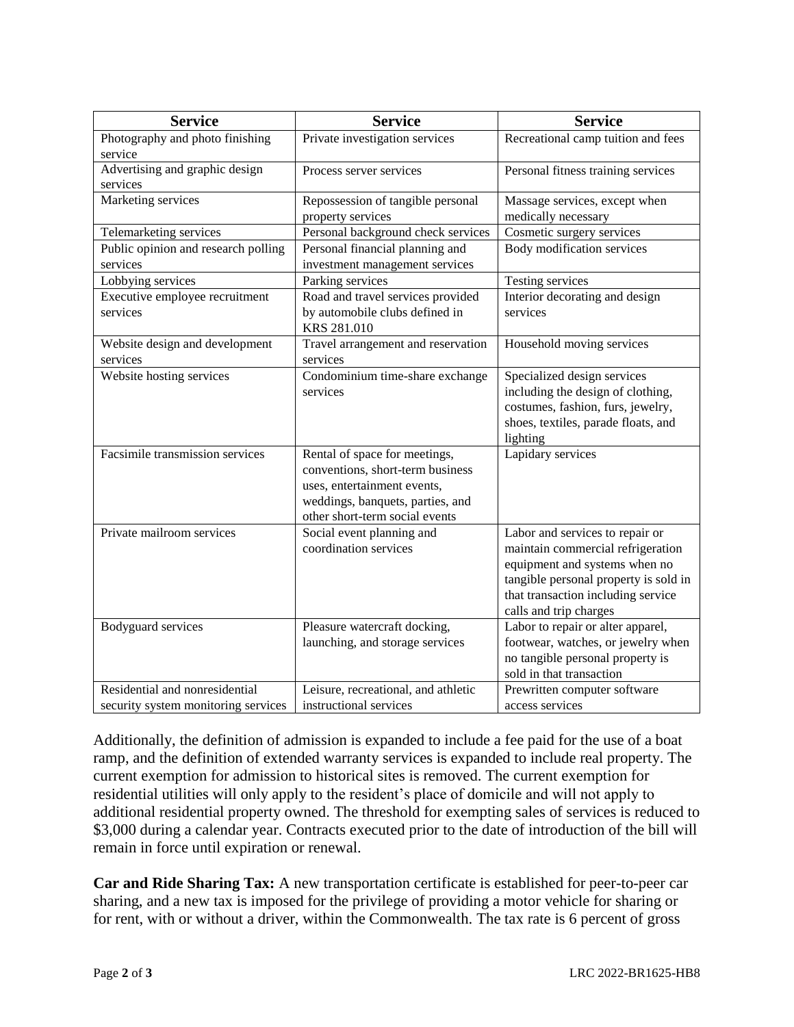| Service | Service | Service |
|---|---|---|
| Photography and photo finishing service | Private investigation services | Recreational camp tuition and fees |
| Advertising and graphic design services | Process server services | Personal fitness training services |
| Marketing services | Repossession of tangible personal property services | Massage services, except when medically necessary |
| Telemarketing services | Personal background check services | Cosmetic surgery services |
| Public opinion and research polling services | Personal financial planning and investment management services | Body modification services |
| Lobbying services | Parking services | Testing services |
| Executive employee recruitment services | Road and travel services provided by automobile clubs defined in KRS 281.010 | Interior decorating and design services |
| Website design and development services | Travel arrangement and reservation services | Household moving services |
| Website hosting services | Condominium time-share exchange services | Specialized design services including the design of clothing, costumes, fashion, furs, jewelry, shoes, textiles, parade floats, and lighting |
| Facsimile transmission services | Rental of space for meetings, conventions, short-term business uses, entertainment events, weddings, banquets, parties, and other short-term social events | Lapidary services |
| Private mailroom services | Social event planning and coordination services | Labor and services to repair or maintain commercial refrigeration equipment and systems when no tangible personal property is sold in that transaction including service calls and trip charges |
| Bodyguard services | Pleasure watercraft docking, launching, and storage services | Labor to repair or alter apparel, footwear, watches, or jewelry when no tangible personal property is sold in that transaction |
| Residential and nonresidential security system monitoring services | Leisure, recreational, and athletic instructional services | Prewritten computer software access services |

Additionally, the definition of admission is expanded to include a fee paid for the use of a boat ramp, and the definition of extended warranty services is expanded to include real property. The current exemption for admission to historical sites is removed. The current exemption for residential utilities will only apply to the resident's place of domicile and will not apply to additional residential property owned. The threshold for exempting sales of services is reduced to $3,000 during a calendar year. Contracts executed prior to the date of introduction of the bill will remain in force until expiration or renewal.

**Car and Ride Sharing Tax:** A new transportation certificate is established for peer-to-peer car sharing, and a new tax is imposed for the privilege of providing a motor vehicle for sharing or for rent, with or without a driver, within the Commonwealth. The tax rate is 6 percent of gross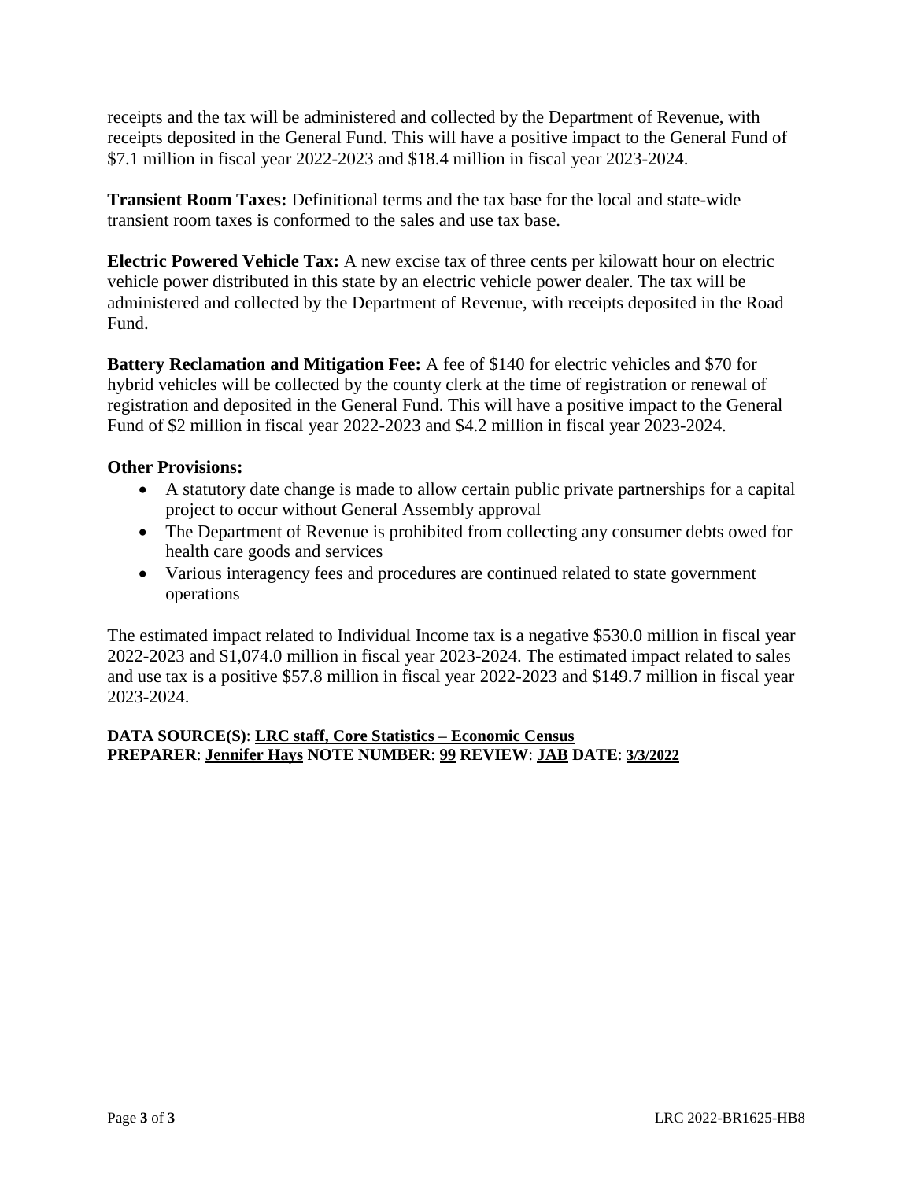receipts and the tax will be administered and collected by the Department of Revenue, with receipts deposited in the General Fund. This will have a positive impact to the General Fund of $7.1 million in fiscal year 2022-2023 and $18.4 million in fiscal year 2023-2024.

**Transient Room Taxes:** Definitional terms and the tax base for the local and state-wide transient room taxes is conformed to the sales and use tax base.

**Electric Powered Vehicle Tax:** A new excise tax of three cents per kilowatt hour on electric vehicle power distributed in this state by an electric vehicle power dealer. The tax will be administered and collected by the Department of Revenue, with receipts deposited in the Road Fund.

**Battery Reclamation and Mitigation Fee:** A fee of $140 for electric vehicles and $70 for hybrid vehicles will be collected by the county clerk at the time of registration or renewal of registration and deposited in the General Fund. This will have a positive impact to the General Fund of $2 million in fiscal year 2022-2023 and $4.2 million in fiscal year 2023-2024.

**Other Provisions:**

- A statutory date change is made to allow certain public private partnerships for a capital project to occur without General Assembly approval
- The Department of Revenue is prohibited from collecting any consumer debts owed for health care goods and services
- Various interagency fees and procedures are continued related to state government operations

The estimated impact related to Individual Income tax is a negative $530.0 million in fiscal year 2022-2023 and $1,074.0 million in fiscal year 2023-2024. The estimated impact related to sales and use tax is a positive $57.8 million in fiscal year 2022-2023 and $149.7 million in fiscal year 2023-2024.

**DATA SOURCE(S)**: **LRC staff, Core Statistics – Economic Census**
**PREPARER**: **Jennifer Hays** **NOTE NUMBER**: **99** **REVIEW**: **JAB** **DATE**: **3/3/2022**